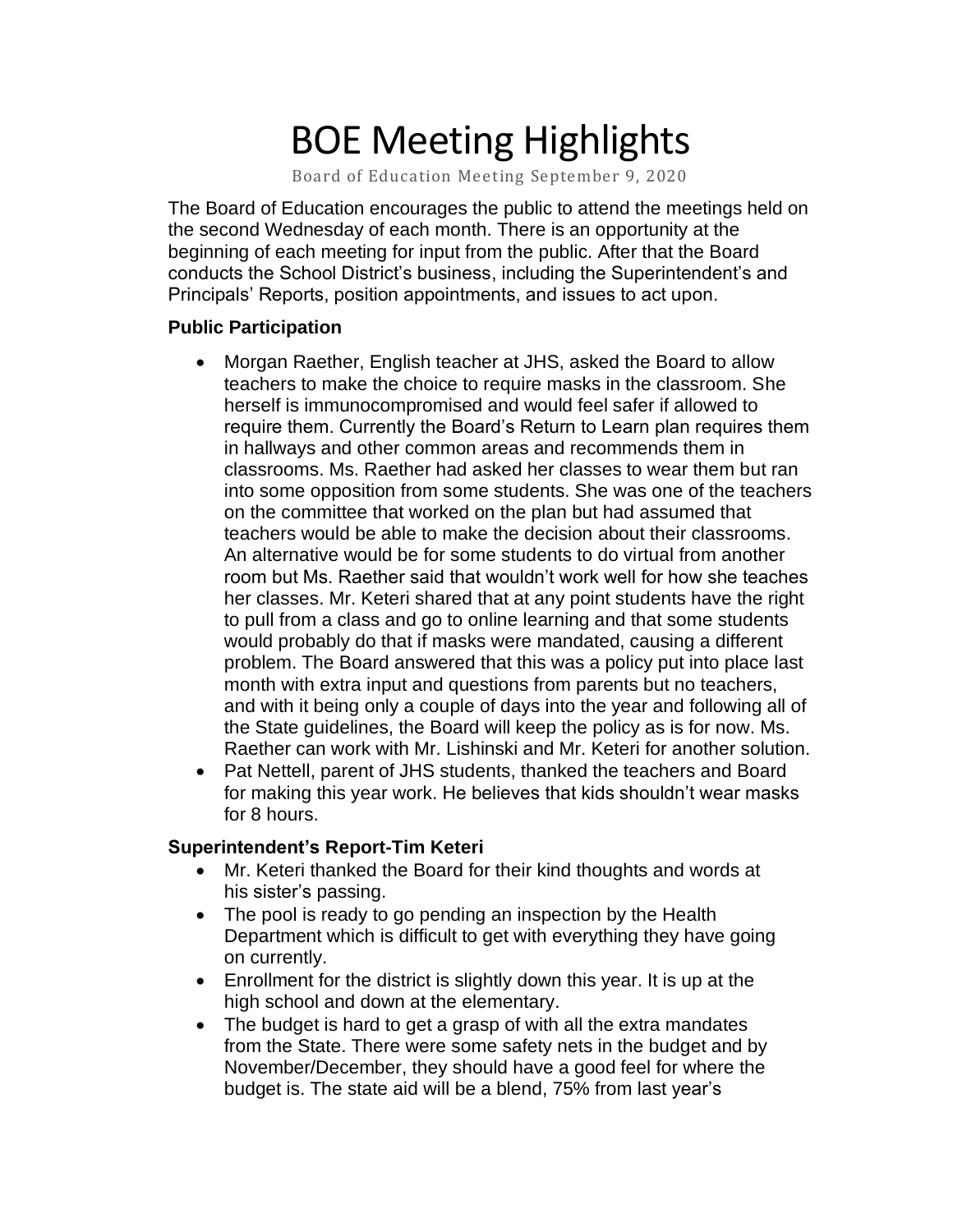# BOE Meeting Highlights

Board of Education Meeting September 9, 2020

The Board of Education encourages the public to attend the meetings held on the second Wednesday of each month. There is an opportunity at the beginning of each meeting for input from the public. After that the Board conducts the School District's business, including the Superintendent's and Principals' Reports, position appointments, and issues to act upon.

### Public Participation

- Morgan Raether, English teacher at JHS, asked the Board to allow teachers to make the choice to require masks in the classroom. She herself is immunocompromised and would feel safer if allowed to require them. Currently the Board's Return to Learn plan requires them in hallways and other common areas and recommends them in classrooms. Ms. Raether had asked her classes to wear them but ran into some opposition from some students. She was one of the teachers on the committee that worked on the plan but had assumed that teachers would be able to make the decision about their classrooms. An alternative would be for some students to do virtual from another room but Ms. Raether said that wouldn't work well for how she teaches her classes. Mr. Keteri shared that at any point students have the right to pull from a class and go to online learning and that some students would probably do that if masks were mandated, causing a different problem. The Board answered that this was a policy put into place last month with extra input and questions from parents but no teachers, and with it being only a couple of days into the year and following all of the State guidelines, the Board will keep the policy as is for now. Ms. Raether can work with Mr. Lishinski and Mr. Keteri for another solution.
- Pat Nettell, parent of JHS students, thanked the teachers and Board for making this year work. He believes that kids shouldn't wear masks for 8 hours.

### Superintendent's Report-Tim Keteri

- Mr. Keteri thanked the Board for their kind thoughts and words at his sister's passing.
- The pool is ready to go pending an inspection by the Health Department which is difficult to get with everything they have going on currently.
- Enrollment for the district is slightly down this year. It is up at the high school and down at the elementary.
- The budget is hard to get a grasp of with all the extra mandates from the State. There were some safety nets in the budget and by November/December, they should have a good feel for where the budget is. The state aid will be a blend, 75% from last year's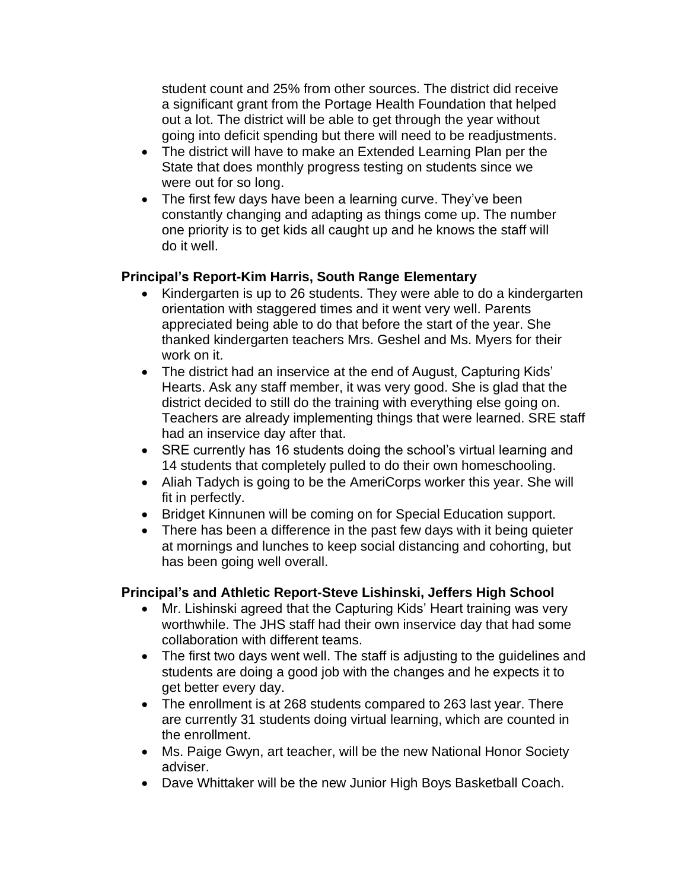student count and 25% from other sources. The district did receive a significant grant from the Portage Health Foundation that helped out a lot. The district will be able to get through the year without going into deficit spending but there will need to be readjustments.

- The district will have to make an Extended Learning Plan per the State that does monthly progress testing on students since we were out for so long.
- The first few days have been a learning curve. They've been constantly changing and adapting as things come up. The number one priority is to get kids all caught up and he knows the staff will do it well.

**Principal's Report-Kim Harris, South Range Elementary**

- Kindergarten is up to 26 students. They were able to do a kindergarten orientation with staggered times and it went very well. Parents appreciated being able to do that before the start of the year. She thanked kindergarten teachers Mrs. Geshel and Ms. Myers for their work on it.
- The district had an inservice at the end of August, Capturing Kids' Hearts. Ask any staff member, it was very good. She is glad that the district decided to still do the training with everything else going on. Teachers are already implementing things that were learned. SRE staff had an inservice day after that.
- SRE currently has 16 students doing the school's virtual learning and 14 students that completely pulled to do their own homeschooling.
- Aliah Tadych is going to be the AmeriCorps worker this year. She will fit in perfectly.
- Bridget Kinnunen will be coming on for Special Education support.
- There has been a difference in the past few days with it being quieter at mornings and lunches to keep social distancing and cohorting, but has been going well overall.

**Principal's and Athletic Report-Steve Lishinski, Jeffers High School**

- Mr. Lishinski agreed that the Capturing Kids' Heart training was very worthwhile. The JHS staff had their own inservice day that had some collaboration with different teams.
- The first two days went well. The staff is adjusting to the guidelines and students are doing a good job with the changes and he expects it to get better every day.
- The enrollment is at 268 students compared to 263 last year. There are currently 31 students doing virtual learning, which are counted in the enrollment.
- Ms. Paige Gwyn, art teacher, will be the new National Honor Society adviser.
- Dave Whittaker will be the new Junior High Boys Basketball Coach.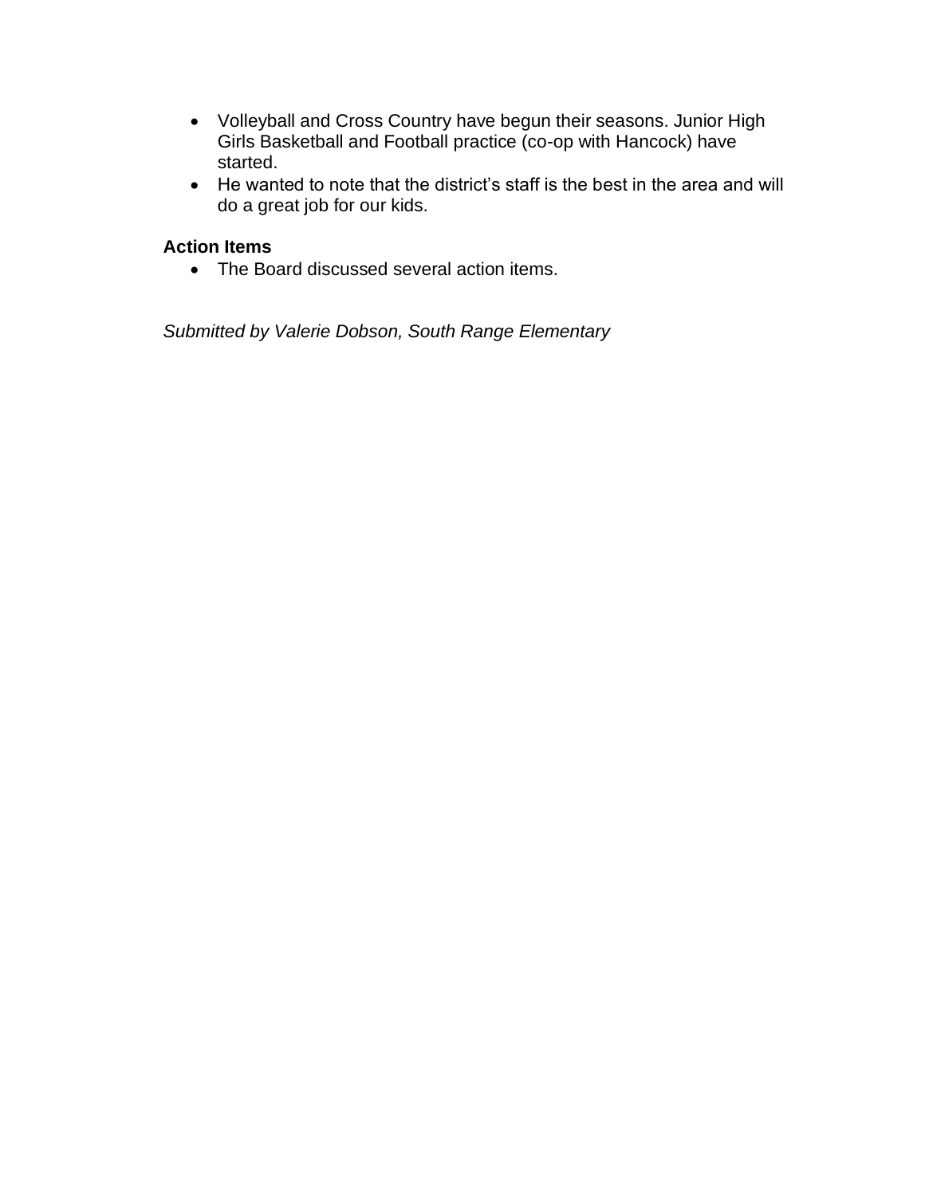- Volleyball and Cross Country have begun their seasons. Junior High Girls Basketball and Football practice (co-op with Hancock) have started.
- He wanted to note that the district's staff is the best in the area and will do a great job for our kids.

**Action Items**

- The Board discussed several action items.

*Submitted by Valerie Dobson, South Range Elementary*